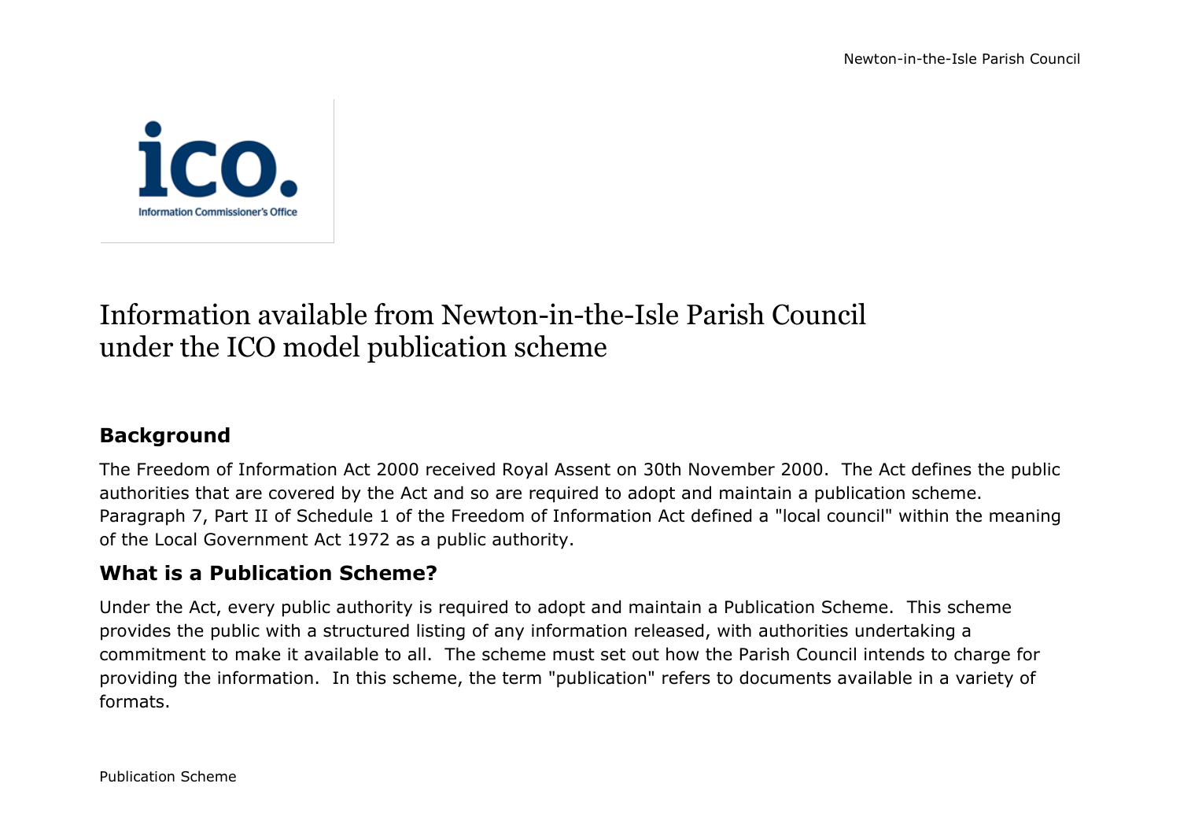# Information available from Newton-in-the-Isle Parish Council under the ICO model publication scheme

## Background

The Freedom of Information Act 2000 received Royal Assent on 30th November 2000. The Act defines the public authorities that are covered by the Act and so are required to adopt and maintain a publication scheme. Paragraph 7, Part II of Schedule 1 of the Freedom of Information Act defined a "local council" within the meaning of the Local Government Act 1972 as a public authority.

## What is a Publication Scheme?

Under the Act, every public authority is required to adopt and maintain a Publication Scheme. This scheme provides the public with a structured listing of any information released, with authorities undertaking a commitment to make it available to all. The scheme must set out how the Parish Council intends to charge for providing the information. In this scheme, the term "publication" refers to documents available in a variety of formats.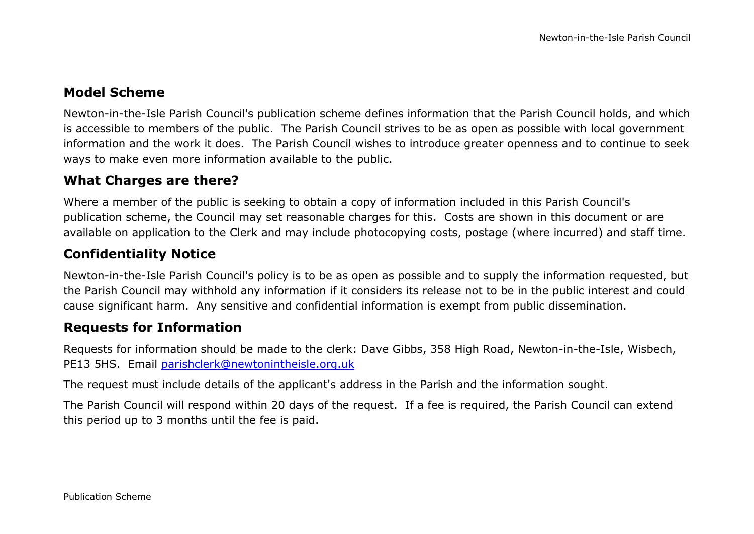## Model Scheme

Newton-in-the-Isle Parish Council's publication scheme defines information that the Parish Council holds, and which is accessible to members of the public. The Parish Council strives to be as open as possible with local government information and the work it does. The Parish Council wishes to introduce greater openness and to continue to seek ways to make even more information available to the public.

## What Charges are there?

Where a member of the public is seeking to obtain a copy of information included in this Parish Council's publication scheme, the Council may set reasonable charges for this. Costs are shown in this document or are available on application to the Clerk and may include photocopying costs, postage (where incurred) and staff time.

## Confidentiality Notice

Newton-in-the-Isle Parish Council's policy is to be as open as possible and to supply the information requested, but the Parish Council may withhold any information if it considers its release not to be in the public interest and could cause significant harm. Any sensitive and confidential information is exempt from public dissemination.

## Requests for Information

Requests for information should be made to the clerk: Dave Gibbs, 358 High Road, Newton-in-the-Isle, Wisbech, PE13 5HS. Email parishclerk@newtonintheisle.org.uk

The request must include details of the applicant's address in the Parish and the information sought.

The Parish Council will respond within 20 days of the request. If a fee is required, the Parish Council can extend this period up to 3 months until the fee is paid.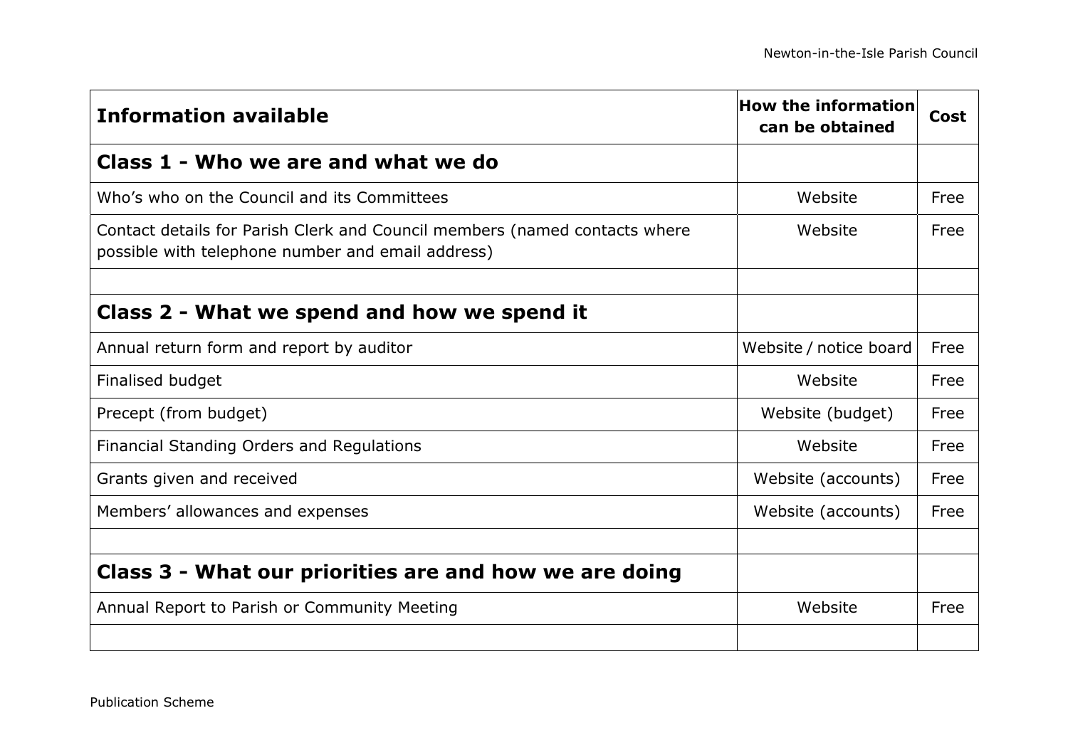| **Information available** | **How the information can be obtained** | **Cost** |
| --- | --- | --- |
| **Class 1 - Who we are and what we do** | | |
| Who's who on the Council and its Committees | Website | Free |
| Contact details for Parish Clerk and Council members (named contacts where possible with telephone number and email address) | Website | Free |
| | | |
| **Class 2 - What we spend and how we spend it** | | |
| Annual return form and report by auditor | Website / notice board | Free |
| Finalised budget | Website | Free |
| Precept (from budget) | Website (budget) | Free |
| Financial Standing Orders and Regulations | Website | Free |
| Grants given and received | Website (accounts) | Free |
| Members' allowances and expenses | Website (accounts) | Free |
| | | |
| **Class 3 - What our priorities are and how we are doing** | | |
| Annual Report to Parish or Community Meeting | Website | Free |
| | | |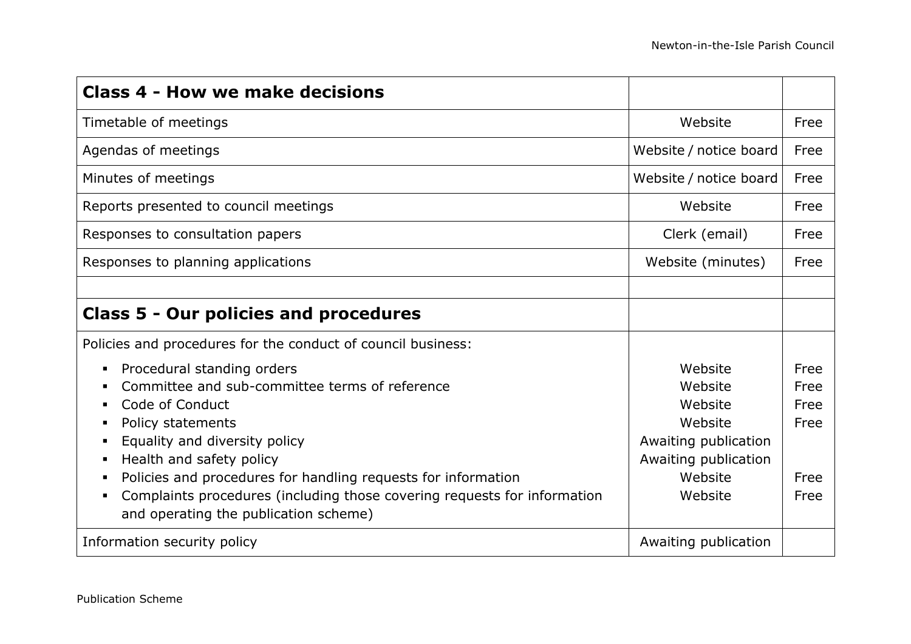| **Class 4 - How we make decisions** | | |
|---|---|---|
| Timetable of meetings | Website | Free |
| Agendas of meetings | Website / notice board | Free |
| Minutes of meetings | Website / notice board | Free |
| Reports presented to council meetings | Website | Free |
| Responses to consultation papers | Clerk (email) | Free |
| Responses to planning applications | Website (minutes) | Free |
| | | |
| **Class 5 - Our policies and procedures** | | |
| Policies and procedures for the conduct of council business: | | |
| ▪ Procedural standing orders | Website | Free |
| ▪ Committee and sub-committee terms of reference | Website | Free |
| ▪ Code of Conduct | Website | Free |
| ▪ Policy statements | Website | Free |
| ▪ Equality and diversity policy | Awaiting publication | |
| ▪ Health and safety policy | Awaiting publication | |
| ▪ Policies and procedures for handling requests for information | Website | Free |
| ▪ Complaints procedures (including those covering requests for information and operating the publication scheme) | Website | Free |
| Information security policy | Awaiting publication | |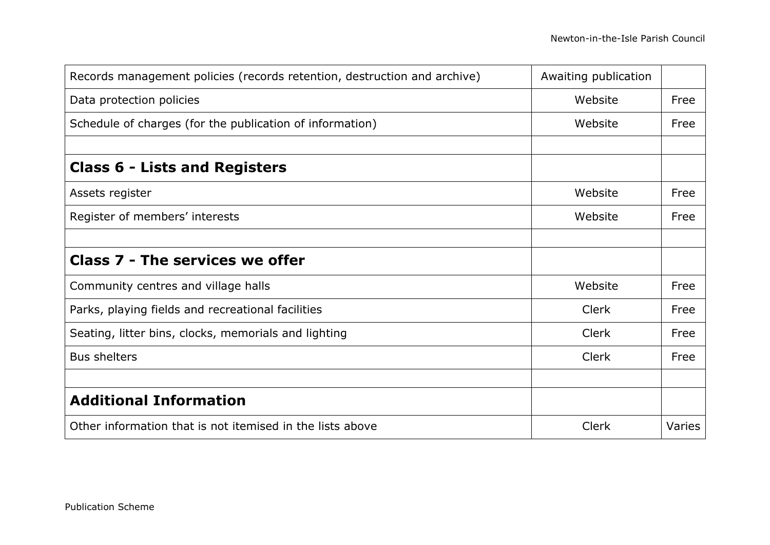| | | |
|---|---|---|
| Records management policies (records retention, destruction and archive) | Awaiting publication | |
| Data protection policies | Website | Free |
| Schedule of charges (for the publication of information) | Website | Free |
| | | |
| **Class 6 - Lists and Registers** | | |
| Assets register | Website | Free |
| Register of members’ interests | Website | Free |
| | | |
| **Class 7 - The services we offer** | | |
| Community centres and village halls | Website | Free |
| Parks, playing fields and recreational facilities | Clerk | Free |
| Seating, litter bins, clocks, memorials and lighting | Clerk | Free |
| Bus shelters | Clerk | Free |
| | | |
| **Additional Information** | | |
| Other information that is not itemised in the lists above | Clerk | Varies |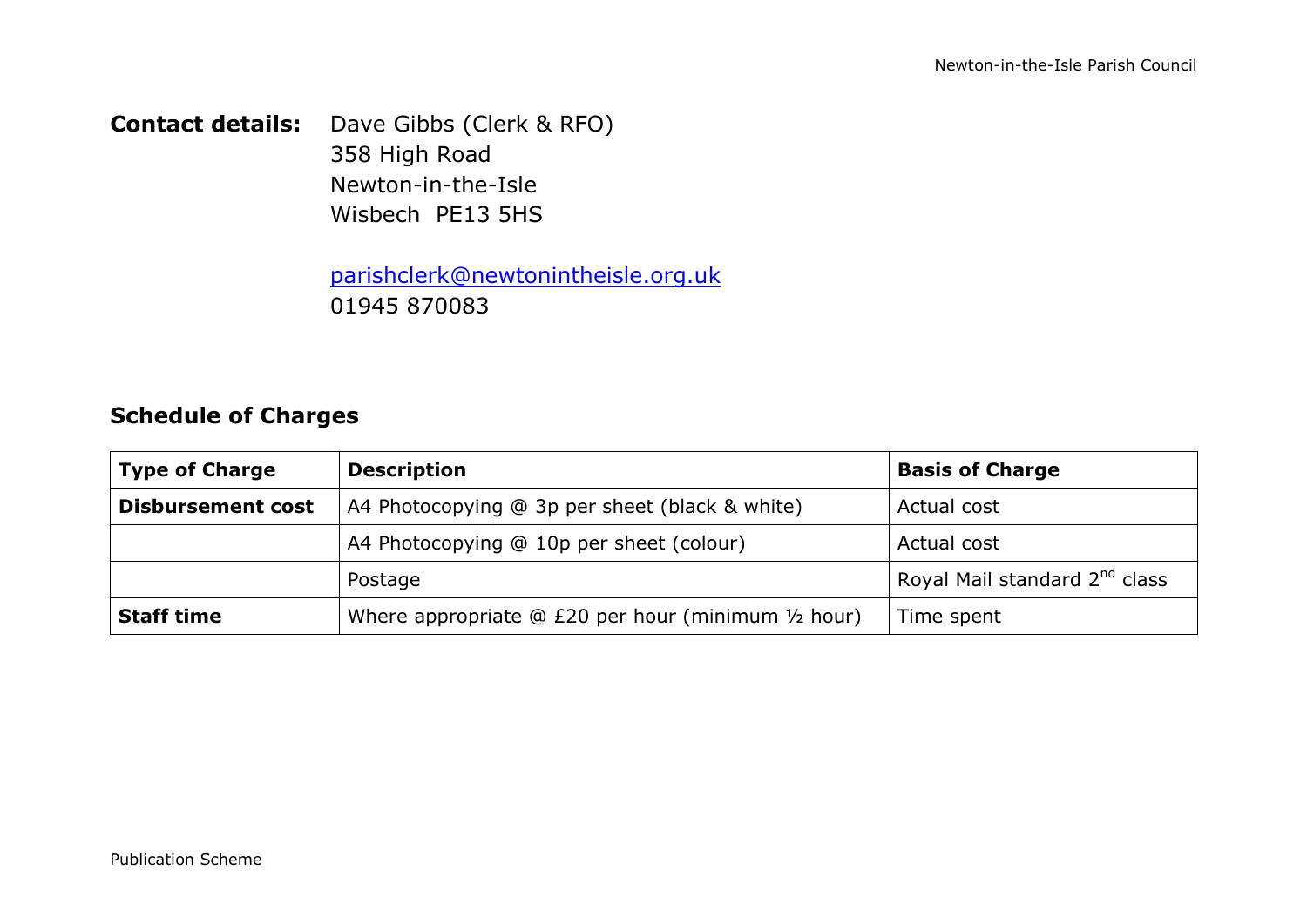**Contact details:** Dave Gibbs (Clerk & RFO)
358 High Road
Newton-in-the-Isle
Wisbech PE13 5HS

parishclerk@newtonintheisle.org.uk
01945 870083

## Schedule of Charges

| Type of Charge | Description | Basis of Charge |
|---|---|---|
| **Disbursement cost** | A4 Photocopying @ 3p per sheet (black & white) | Actual cost |
| | A4 Photocopying @ 10p per sheet (colour) | Actual cost |
| | Postage | Royal Mail standard 2nd class |
| **Staff time** | Where appropriate @ £20 per hour (minimum ½ hour) | Time spent |